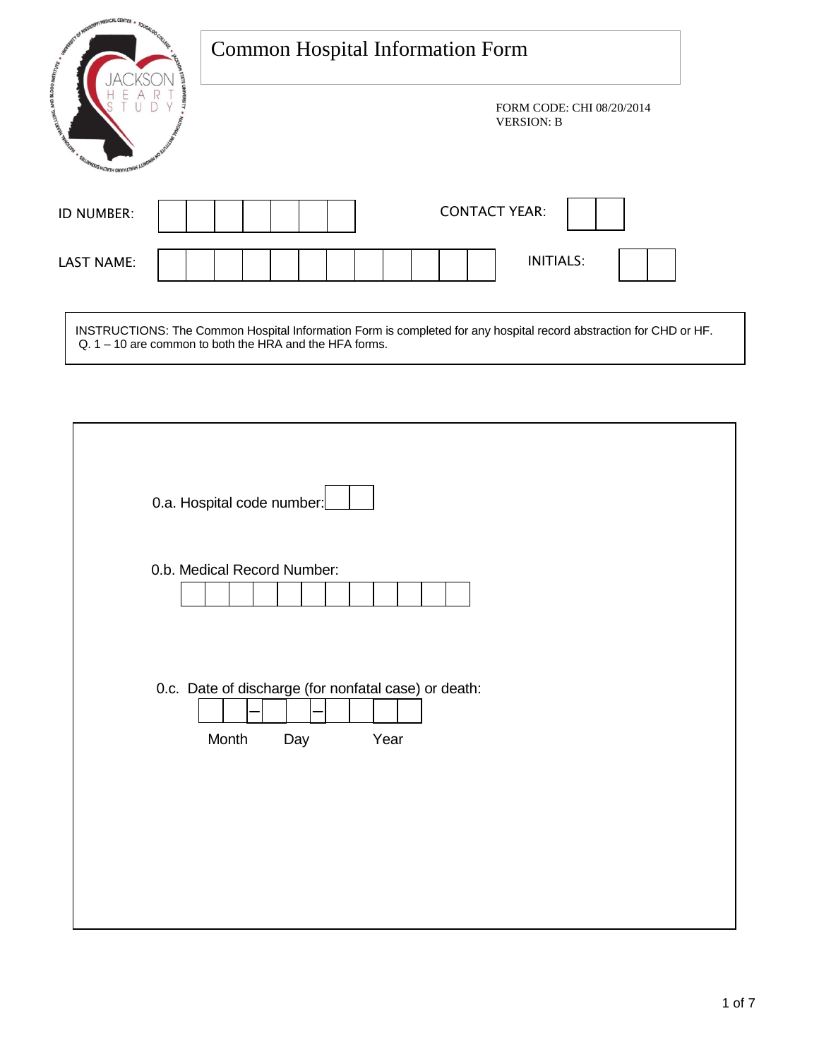# Common Hospital Information Form

FORM CODE: CHI 08/20/2014
VERSION: B

ID NUMBER: | | | | | | | |

CONTACT YEAR: | | |

LAST NAME: | | | | | | | | | | | | |

INITIALS: | | |

INSTRUCTIONS: The Common Hospital Information Form is completed for any hospital record abstraction for CHD or HF. Q. 1 – 10 are common to both the HRA and the HFA forms.

0.a. Hospital code number: | | |

0.b. Medical Record Number: | | | | | | | | | | | | |

0.c. Date of discharge (for nonfatal case) or death: | | | – | | | – | | | | |

Month Day Year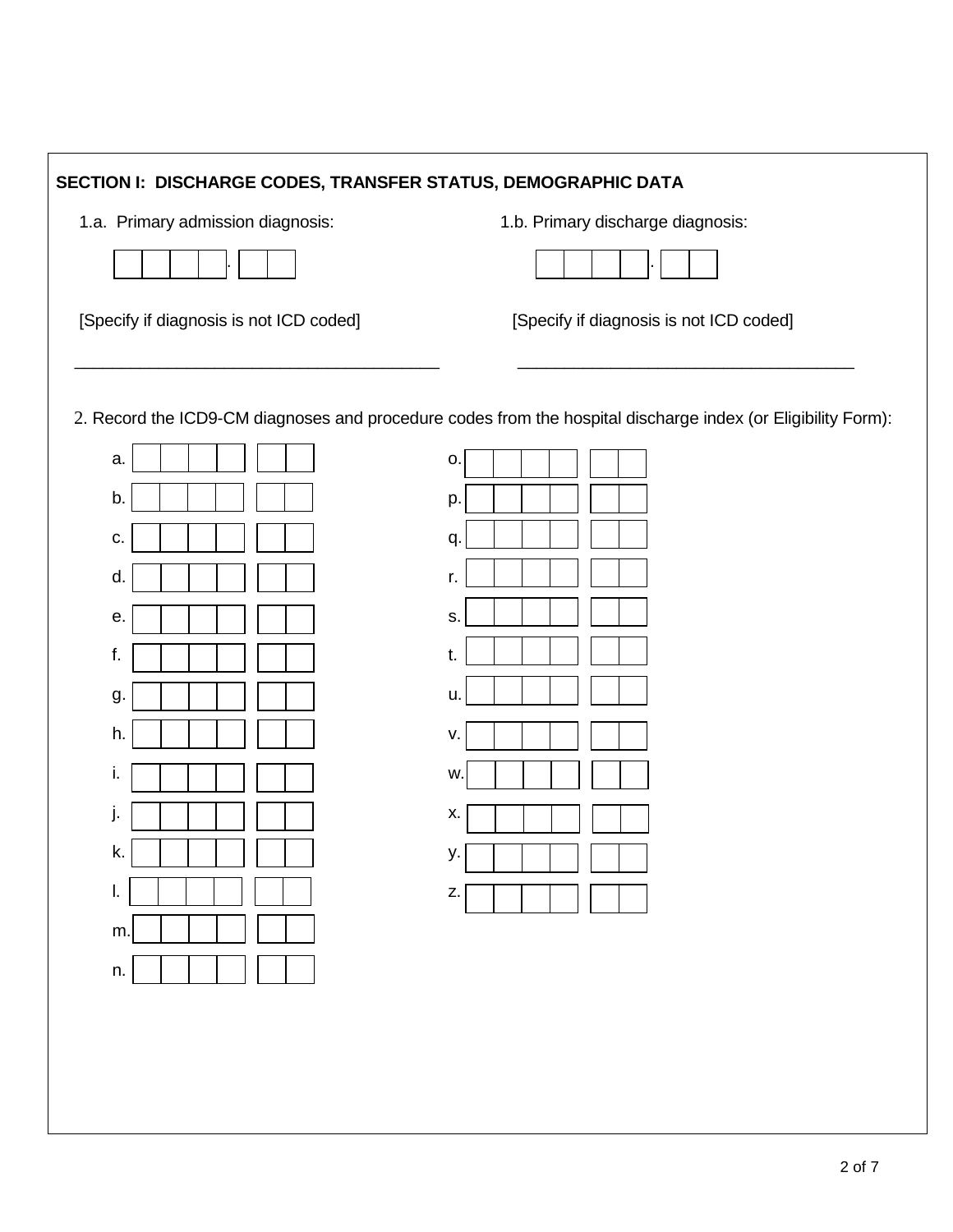## SECTION I: DISCHARGE CODES, TRANSFER STATUS, DEMOGRAPHIC DATA

1.a. Primary admission diagnosis:

| | | | | . | | |
|---|---|---|---|---|---|---|

[Specify if diagnosis is not ICD coded]

_______________________________________

1.b. Primary discharge diagnosis:

| | | | | . | | |
|---|---|---|---|---|---|---|

[Specify if diagnosis is not ICD coded]

_______________________________________

2. Record the ICD9-CM diagnoses and procedure codes from the hospital discharge index (or Eligibility Form):

a. ____ ____ ____ ____ &nbsp; ____ ____

b. ____ ____ ____ ____ &nbsp; ____ ____

c. ____ ____ ____ ____ &nbsp; ____ ____

d. ____ ____ ____ ____ &nbsp; ____ ____

e. ____ ____ ____ ____ &nbsp; ____ ____

f. ____ ____ ____ ____ &nbsp; ____ ____

g. ____ ____ ____ ____ &nbsp; ____ ____

h. ____ ____ ____ ____ &nbsp; ____ ____

i. ____ ____ ____ ____ &nbsp; ____ ____

j. ____ ____ ____ ____ &nbsp; ____ ____

k. ____ ____ ____ ____ &nbsp; ____ ____

l. ____ ____ ____ ____ &nbsp; ____ ____

m. ____ ____ ____ ____ &nbsp; ____ ____

n. ____ ____ ____ ____ &nbsp; ____ ____

o. ____ ____ ____ ____ &nbsp; ____ ____

p. ____ ____ ____ ____ &nbsp; ____ ____

q. ____ ____ ____ ____ &nbsp; ____ ____

r. ____ ____ ____ ____ &nbsp; ____ ____

s. ____ ____ ____ ____ &nbsp; ____ ____

t. ____ ____ ____ ____ &nbsp; ____ ____

u. ____ ____ ____ ____ &nbsp; ____ ____

v. ____ ____ ____ ____ &nbsp; ____ ____

w. ____ ____ ____ ____ &nbsp; ____ ____

x. ____ ____ ____ ____ &nbsp; ____ ____

y. ____ ____ ____ ____ &nbsp; ____ ____

z. ____ ____ ____ ____ &nbsp; ____ ____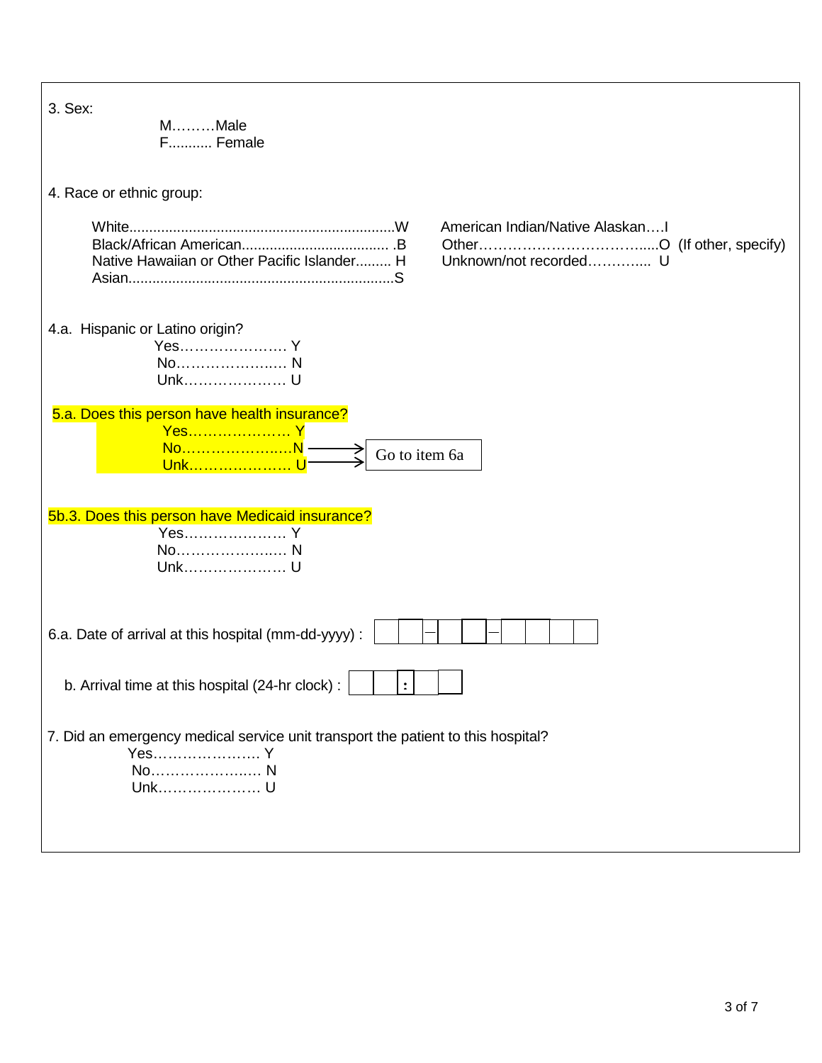3. Sex:

M………Male
F........... Female

4. Race or ethnic group:

White...................................................................W
Black/African American..................................... .B
Native Hawaiian or Other Pacific Islander......... H
Asian...................................................................S
American Indian/Native Alaskan….I
Other……………………………......O (If other, specify)
Unknown/not recorded………….. U

4.a. Hispanic or Latino origin?

Yes………………… Y
No………………..… N
Unk………………… U

5.a. Does this person have health insurance?

Yes………………… Y
No………………..…N → Go to item 6a
Unk………………… U → Go to item 6a

5b.3. Does this person have Medicaid insurance?

Yes………………… Y
No………………..… N
Unk………………… U

6.a. Date of arrival at this hospital (mm-dd-yyyy) : __ __ – __ __ – __ __ __ __

b. Arrival time at this hospital (24-hr clock) : __ __ : __ __

7. Did an emergency medical service unit transport the patient to this hospital?

Yes………………… Y
No………………..… N
Unk………………… U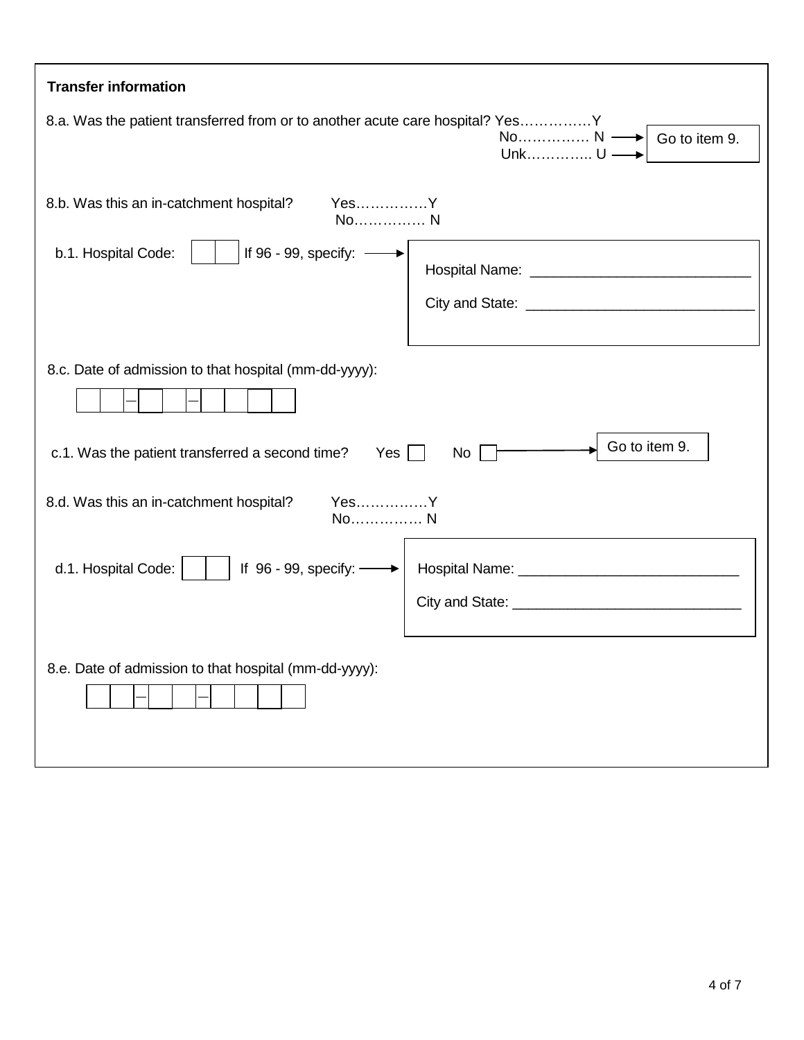**Transfer information**

8.a. Was the patient transferred from or to another acute care hospital? Yes……………Y
No…………… N → Go to item 9.
Unk………….. U → Go to item 9.

8.b. Was this an in-catchment hospital? Yes……………Y
No…………… N

b.1. Hospital Code: [ ][ ] If 96 - 99, specify: →

Hospital Name: ____________________________

City and State: _____________________________

8.c. Date of admission to that hospital (mm-dd-yyyy):

[ ][ ]–[ ][ ]–[ ][ ][ ][ ]

c.1. Was the patient transferred a second time? Yes [ ] No [ ] → Go to item 9.

8.d. Was this an in-catchment hospital? Yes……………Y
No…………… N

d.1. Hospital Code: [ ][ ] If 96 - 99, specify: →

Hospital Name: ____________________________

City and State: _____________________________

8.e. Date of admission to that hospital (mm-dd-yyyy):

[ ][ ]–[ ][ ]–[ ][ ][ ][ ]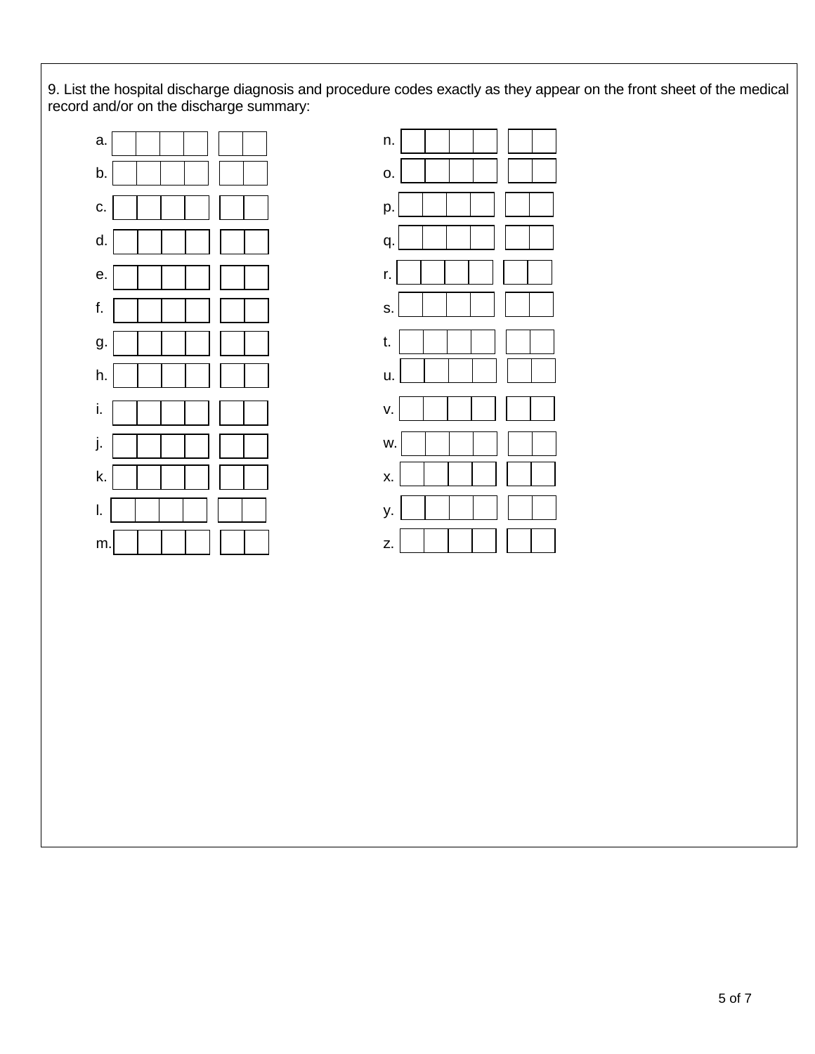9. List the hospital discharge diagnosis and procedure codes exactly as they appear on the front sheet of the medical record and/or on the discharge summary:

| | | | | | | | | | | | | | | |
|---|---|---|---|---|---|---|---|---|---|---|---|---|---|---|
| a. | | | | | | | | n. | | | | | | |
| b. | | | | | | | | o. | | | | | | |
| c. | | | | | | | | p. | | | | | | |
| d. | | | | | | | | q. | | | | | | |
| e. | | | | | | | | r. | | | | | | |
| f. | | | | | | | | s. | | | | | | |
| g. | | | | | | | | t. | | | | | | |
| h. | | | | | | | | u. | | | | | | |
| i. | | | | | | | | v. | | | | | | |
| j. | | | | | | | | w. | | | | | | |
| k. | | | | | | | | x. | | | | | | |
| l. | | | | | | | | y. | | | | | | |
| m. | | | | | | | | z. | | | | | | |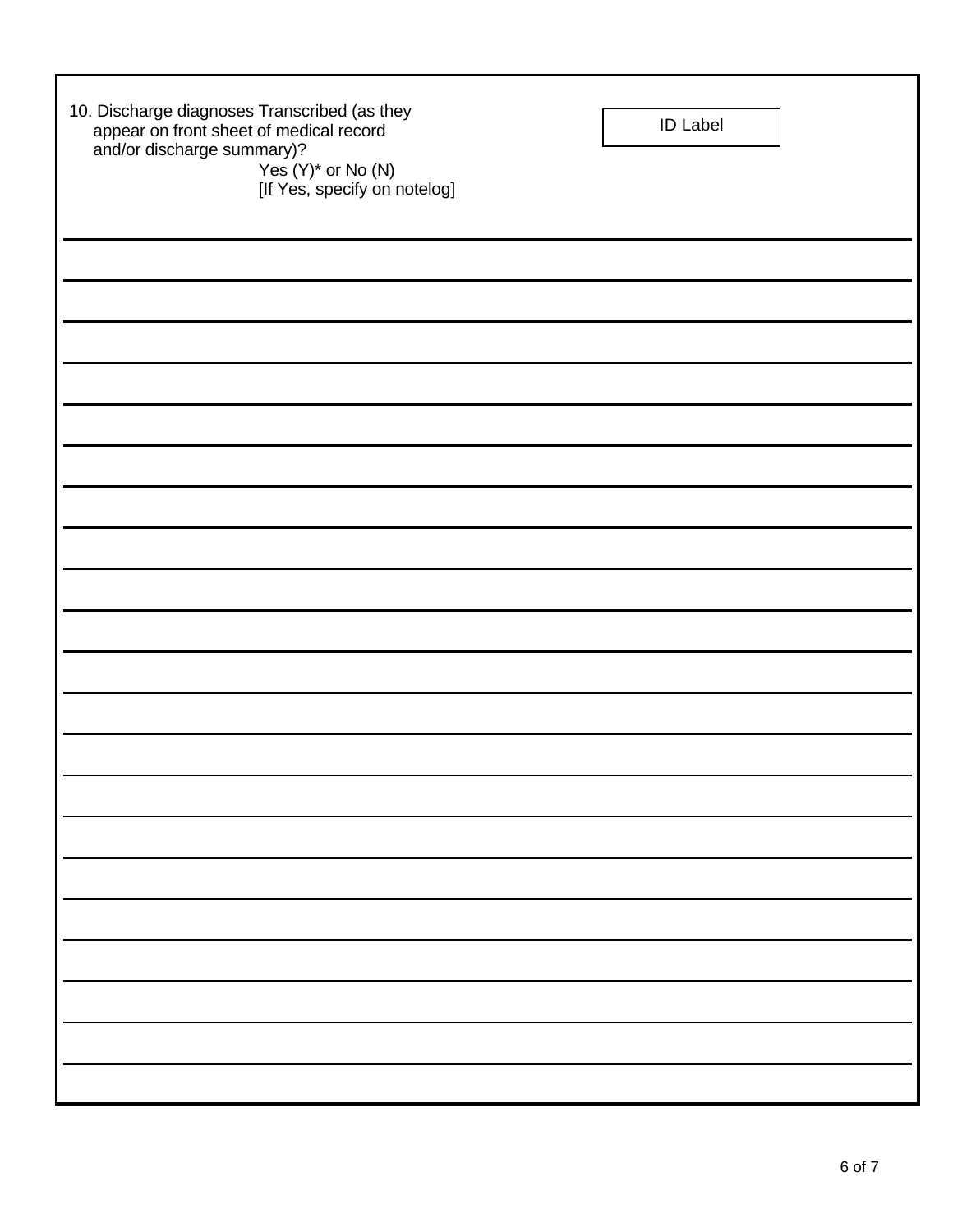10. Discharge diagnoses Transcribed (as they appear on front sheet of medical record and/or discharge summary)?

Yes (Y)* or No (N)
[If Yes, specify on notelog]

ID Label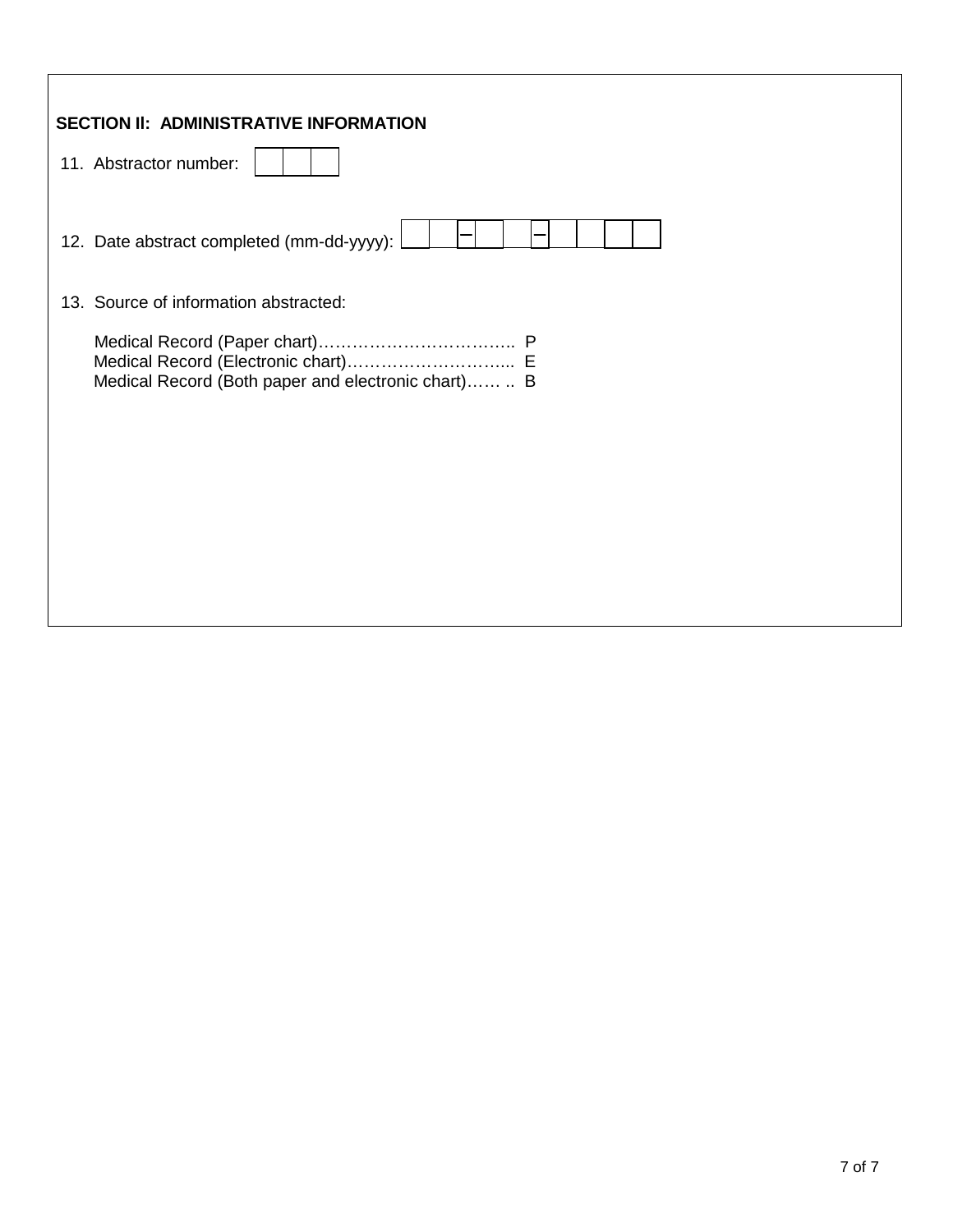## SECTION II: ADMINISTRATIVE INFORMATION

11. Abstractor number: |__|__|__|

12. Date abstract completed (mm-dd-yyyy): |__|__|–|__|__|–|__|__|__|__|

13. Source of information abstracted:

    Medical Record (Paper chart)…………………………….. P
    Medical Record (Electronic chart)………………………... E
    Medical Record (Both paper and electronic chart)…… .. B